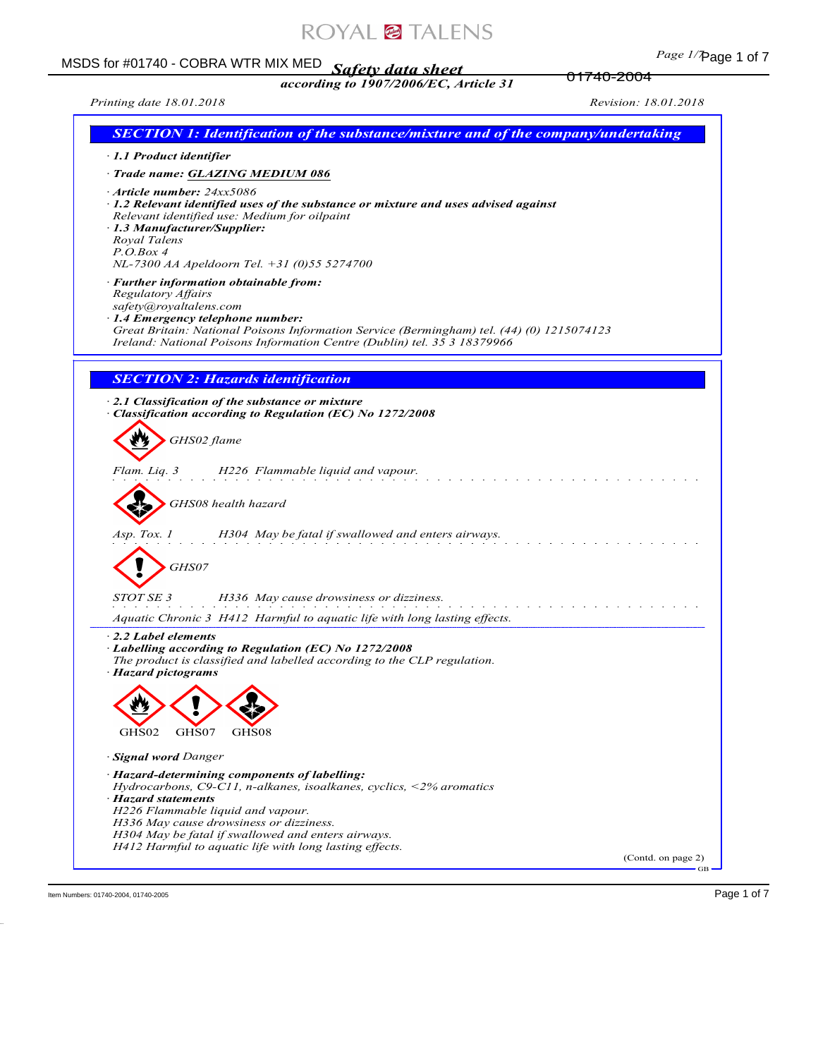# Safety data sheet

**according to 1907/2006/EC, Article 31**

*Printing date 18.01.2018* *Revision: 18.01.2018*

## SECTION 1: Identification of the substance/mixture and of the company/undertaking

· **1.1 Product identifier**

· **Trade name: GLAZING MEDIUM 086**

· **Article number:** 24xx5086

· **1.2 Relevant identified uses of the substance or mixture and uses advised against**
Relevant identified use: Medium for oilpaint

· **1.3 Manufacturer/Supplier:**
Royal Talens
P.O.Box 4
NL-7300 AA Apeldoorn Tel. +31 (0)55 5274700

· **Further information obtainable from:**
Regulatory Affairs
safety@royaltalens.com

· **1.4 Emergency telephone number:**
Great Britain: National Poisons Information Service (Bermingham) tel. (44) (0) 1215074123
Ireland: National Poisons Information Centre (Dublin) tel. 35 3 18379966

## SECTION 2: Hazards identification

· **2.1 Classification of the substance or mixture**

· **Classification according to Regulation (EC) No 1272/2008**

GHS02 flame

Flam. Liq. 3 H226 Flammable liquid and vapour.

GHS08 health hazard

Asp. Tox. 1 H304 May be fatal if swallowed and enters airways.

GHS07

STOT SE 3 H336 May cause drowsiness or dizziness.

Aquatic Chronic 3 H412 Harmful to aquatic life with long lasting effects.

· **2.2 Label elements**

· **Labelling according to Regulation (EC) No 1272/2008**
The product is classified and labelled according to the CLP regulation.

· **Hazard pictograms**

GHS02 GHS07 GHS08

· **Signal word** Danger

· **Hazard-determining components of labelling:**
Hydrocarbons, C9-C11, n-alkanes, isoalkanes, cyclics, <2% aromatics

· **Hazard statements**
H226 Flammable liquid and vapour.
H336 May cause drowsiness or dizziness.
H304 May be fatal if swallowed and enters airways.
H412 Harmful to aquatic life with long lasting effects.

(Contd. on page 2)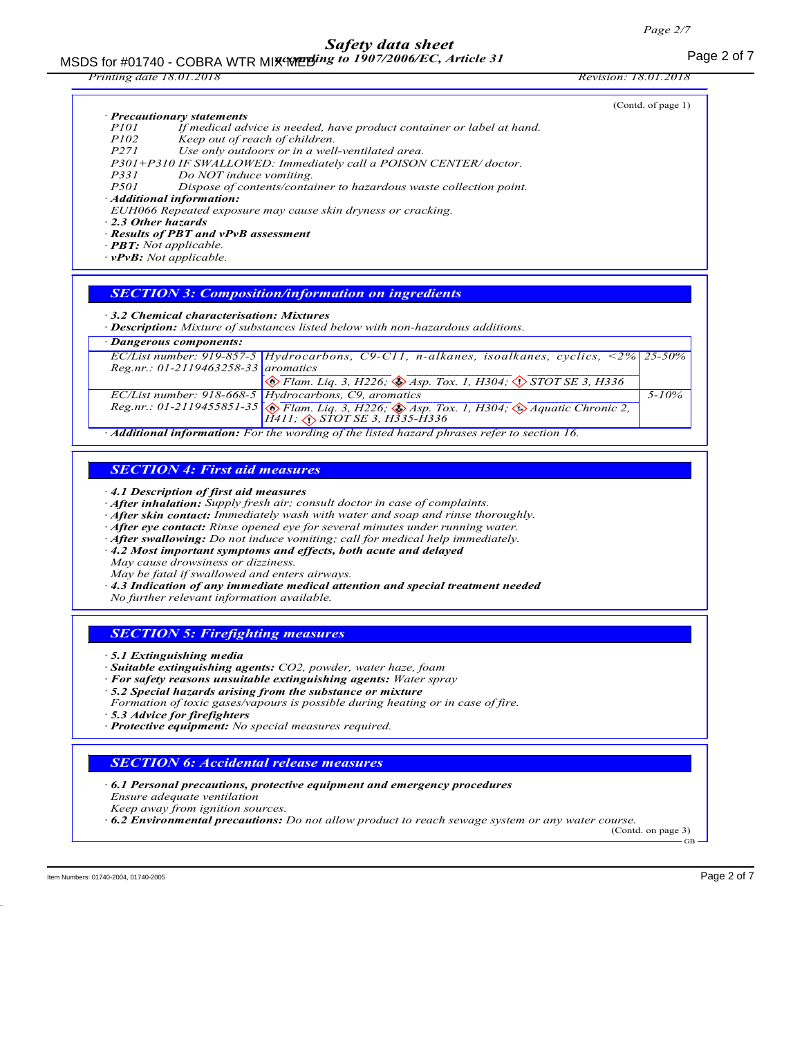(Contd. of page 1)

· **Precautionary statements**

P101 If medical advice is needed, have product container or label at hand.
P102 Keep out of reach of children.
P271 Use only outdoors or in a well-ventilated area.
P301+P310 IF SWALLOWED: Immediately call a POISON CENTER/ doctor.
P331 Do NOT induce vomiting.
P501 Dispose of contents/container to hazardous waste collection point.

· **Additional information:**
EUH066 Repeated exposure may cause skin dryness or cracking.

· **2.3 Other hazards**
· **Results of PBT and vPvB assessment**
· **PBT:** Not applicable.
· **vPvB:** Not applicable.

## SECTION 3: Composition/information on ingredients

· **3.2 Chemical characterisation: Mixtures**
· **Description:** Mixture of substances listed below with non-hazardous additions.

· **Dangerous components:**

| | | |
|---|---|---|
| EC/List number: 919-857-5<br>Reg.nr.: 01-2119463258-33 | Hydrocarbons, C9-C11, n-alkanes, isoalkanes, cyclics, <2% aromatics<br>Flam. Liq. 3, H226; Asp. Tox. 1, H304; STOT SE 3, H336 | 25-50% |
| EC/List number: 918-668-5<br>Reg.nr.: 01-2119455851-35 | Hydrocarbons, C9, aromatics<br>Flam. Liq. 3, H226; Asp. Tox. 1, H304; Aquatic Chronic 2, H411; STOT SE 3, H335-H336 | 5-10% |

· **Additional information:** For the wording of the listed hazard phrases refer to section 16.

## SECTION 4: First aid measures

· **4.1 Description of first aid measures**
· **After inhalation:** Supply fresh air; consult doctor in case of complaints.
· **After skin contact:** Immediately wash with water and soap and rinse thoroughly.
· **After eye contact:** Rinse opened eye for several minutes under running water.
· **After swallowing:** Do not induce vomiting; call for medical help immediately.
· **4.2 Most important symptoms and effects, both acute and delayed**
May cause drowsiness or dizziness.
May be fatal if swallowed and enters airways.
· **4.3 Indication of any immediate medical attention and special treatment needed**
No further relevant information available.

## SECTION 5: Firefighting measures

· **5.1 Extinguishing media**
· **Suitable extinguishing agents:** $CO_2$, powder, water haze, foam
· **For safety reasons unsuitable extinguishing agents:** Water spray
· **5.2 Special hazards arising from the substance or mixture**
Formation of toxic gases/vapours is possible during heating or in case of fire.
· **5.3 Advice for firefighters**
· **Protective equipment:** No special measures required.

## SECTION 6: Accidental release measures

· **6.1 Personal precautions, protective equipment and emergency procedures**
Ensure adequate ventilation
Keep away from ignition sources.
· **6.2 Environmental precautions:** Do not allow product to reach sewage system or any water course.

(Contd. on page 3)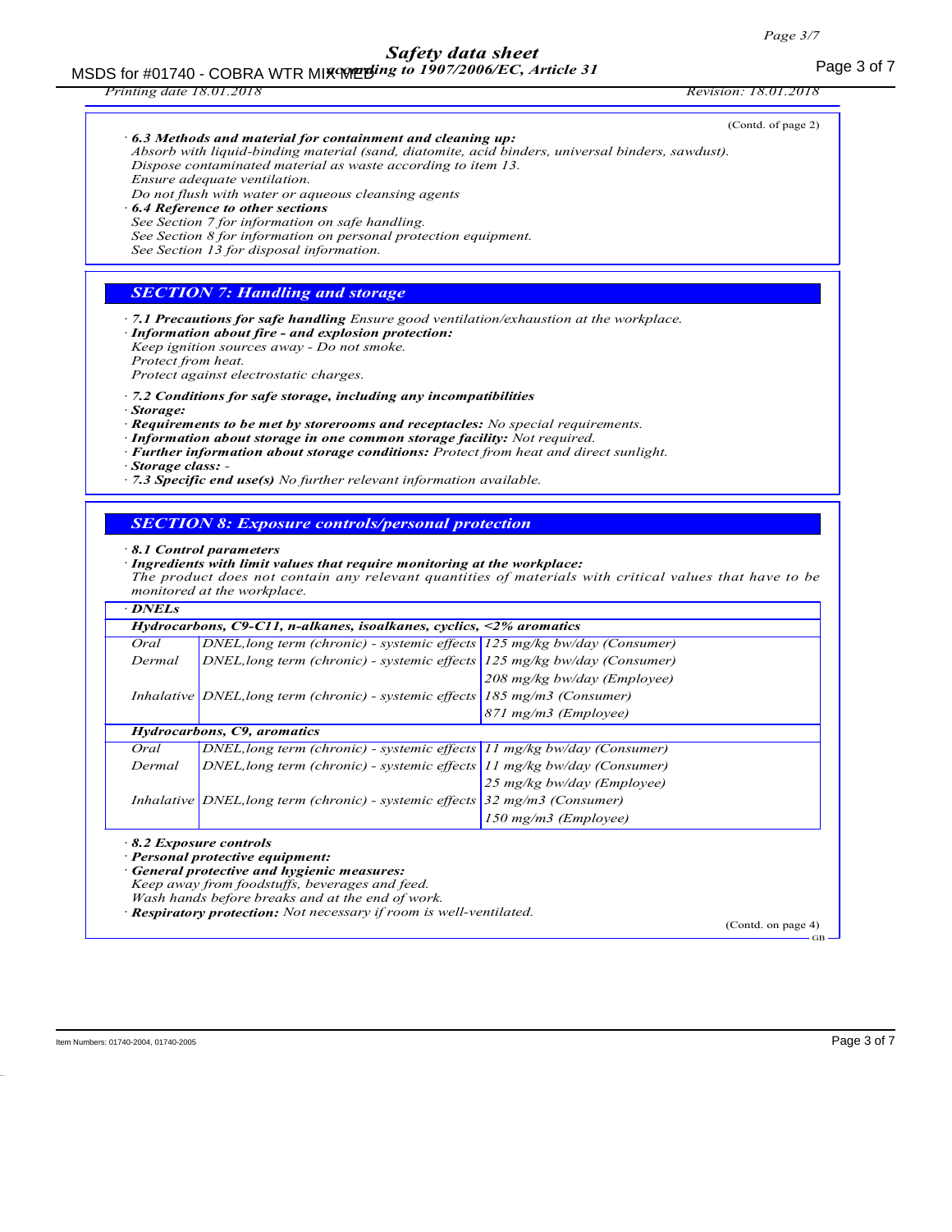(Contd. of page 2)

· **6.3 Methods and material for containment and cleaning up:**
Absorb with liquid-binding material (sand, diatomite, acid binders, universal binders, sawdust).
Dispose contaminated material as waste according to item 13.
Ensure adequate ventilation.
Do not flush with water or aqueous cleansing agents

· **6.4 Reference to other sections**
See Section 7 for information on safe handling.
See Section 8 for information on personal protection equipment.
See Section 13 for disposal information.

## SECTION 7: Handling and storage

· **7.1 Precautions for safe handling** Ensure good ventilation/exhaustion at the workplace.
· **Information about fire - and explosion protection:**
Keep ignition sources away - Do not smoke.
Protect from heat.
Protect against electrostatic charges.

· **7.2 Conditions for safe storage, including any incompatibilities**
· **Storage:**
· **Requirements to be met by storerooms and receptacles:** No special requirements.
· **Information about storage in one common storage facility:** Not required.
· **Further information about storage conditions:** Protect from heat and direct sunlight.
· **Storage class:** -
· **7.3 Specific end use(s)** No further relevant information available.

## SECTION 8: Exposure controls/personal protection

· **8.1 Control parameters**
· **Ingredients with limit values that require monitoring at the workplace:**
The product does not contain any relevant quantities of materials with critical values that have to be monitored at the workplace.

· **DNELs**

| **Hydrocarbons, C9-C11, n-alkanes, isoalkanes, cyclics, <2% aromatics** | | |
|---|---|---|
| Oral | DNEL,long term (chronic) - systemic effects | 125 mg/kg bw/day (Consumer) |
| Dermal | DNEL,long term (chronic) - systemic effects | 125 mg/kg bw/day (Consumer) |
| | | 208 mg/kg bw/day (Employee) |
| Inhalative | DNEL,long term (chronic) - systemic effects | 185 mg/m3 (Consumer) |
| | | 871 mg/m3 (Employee) |
| **Hydrocarbons, C9, aromatics** | | |
| Oral | DNEL,long term (chronic) - systemic effects | 11 mg/kg bw/day (Consumer) |
| Dermal | DNEL,long term (chronic) - systemic effects | 11 mg/kg bw/day (Consumer) |
| | | 25 mg/kg bw/day (Employee) |
| Inhalative | DNEL,long term (chronic) - systemic effects | 32 mg/m3 (Consumer) |
| | | 150 mg/m3 (Employee) |

· **8.2 Exposure controls**
· **Personal protective equipment:**
· **General protective and hygienic measures:**
Keep away from foodstuffs, beverages and feed.
Wash hands before breaks and at the end of work.
· **Respiratory protection:** Not necessary if room is well-ventilated.

(Contd. on page 4)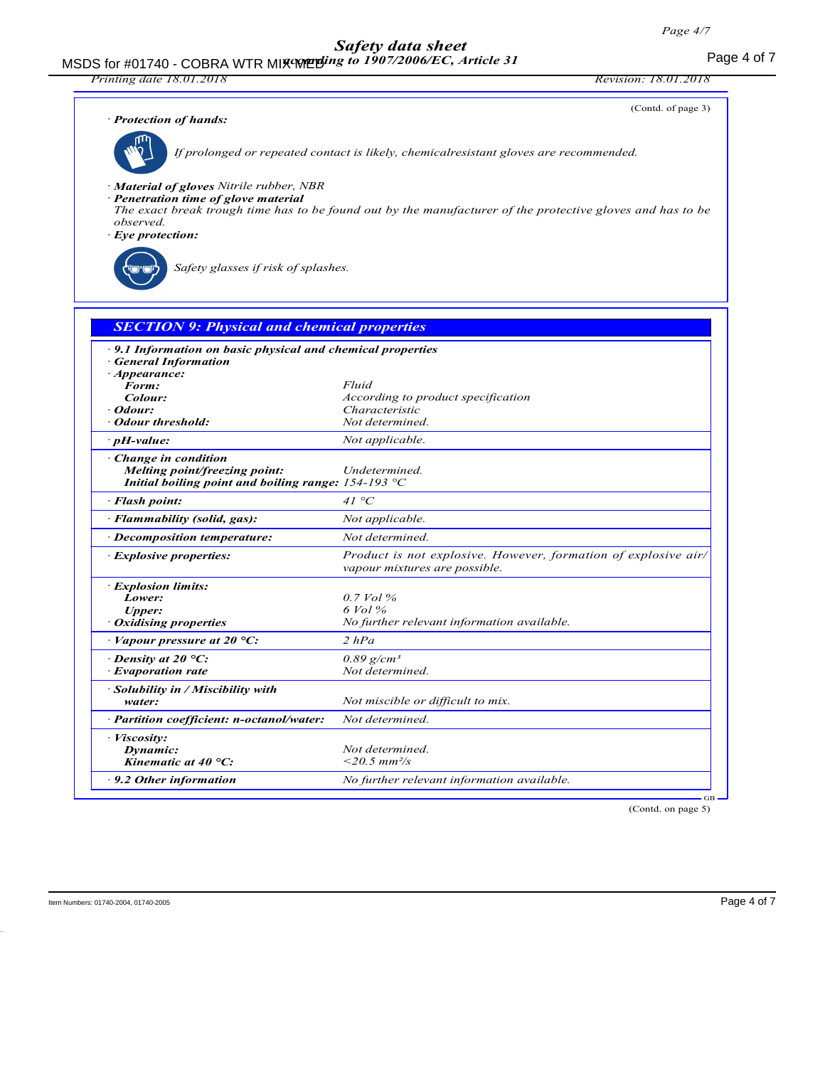(Contd. of page 3)

· ***Protection of hands:***

*If prolonged or repeated contact is likely, chemicalresistant gloves are recommended.*

· ***Material of gloves*** *Nitrile rubber, NBR*

· ***Penetration time of glove material***

*The exact break trough time has to be found out by the manufacturer of the protective gloves and has to be observed.*

· ***Eye protection:***

*Safety glasses if risk of splashes.*

## *SECTION 9: Physical and chemical properties*

· ***9.1 Information on basic physical and chemical properties***

| Property | Value |
|---|---|
| · ***General Information*** | |
| · ***Appearance:*** | |
| ***Form:*** | *Fluid* |
| ***Colour:*** | *According to product specification* |
| · ***Odour:*** | *Characteristic* |
| · ***Odour threshold:*** | *Not determined.* |
| · ***pH-value:*** | *Not applicable.* |
| · ***Change in condition*** | |
| ***Melting point/freezing point:*** | *Undetermined.* |
| ***Initial boiling point and boiling range:*** | *154-193 °C* |
| · ***Flash point:*** | *41 °C* |
| · ***Flammability (solid, gas):*** | *Not applicable.* |
| · ***Decomposition temperature:*** | *Not determined.* |
| · ***Explosive properties:*** | *Product is not explosive. However, formation of explosive air/vapour mixtures are possible.* |
| · ***Explosion limits:*** | |
| ***Lower:*** | *0.7 Vol %* |
| ***Upper:*** | *6 Vol %* |
| · ***Oxidising properties*** | *No further relevant information available.* |
| · ***Vapour pressure at 20 °C:*** | *2 hPa* |
| · ***Density at 20 °C:*** | *0.89 g/cm³* |
| · ***Evaporation rate*** | *Not determined.* |
| · ***Solubility in / Miscibility with water:*** | *Not miscible or difficult to mix.* |
| · ***Partition coefficient: n-octanol/water:*** | *Not determined.* |
| · ***Viscosity:*** | |
| ***Dynamic:*** | *Not determined.* |
| ***Kinematic at 40 °C:*** | *<20.5 mm²/s* |
| · ***9.2 Other information*** | *No further relevant information available.* |

(Contd. on page 5)

Item Numbers: 01740-2004, 01740-2005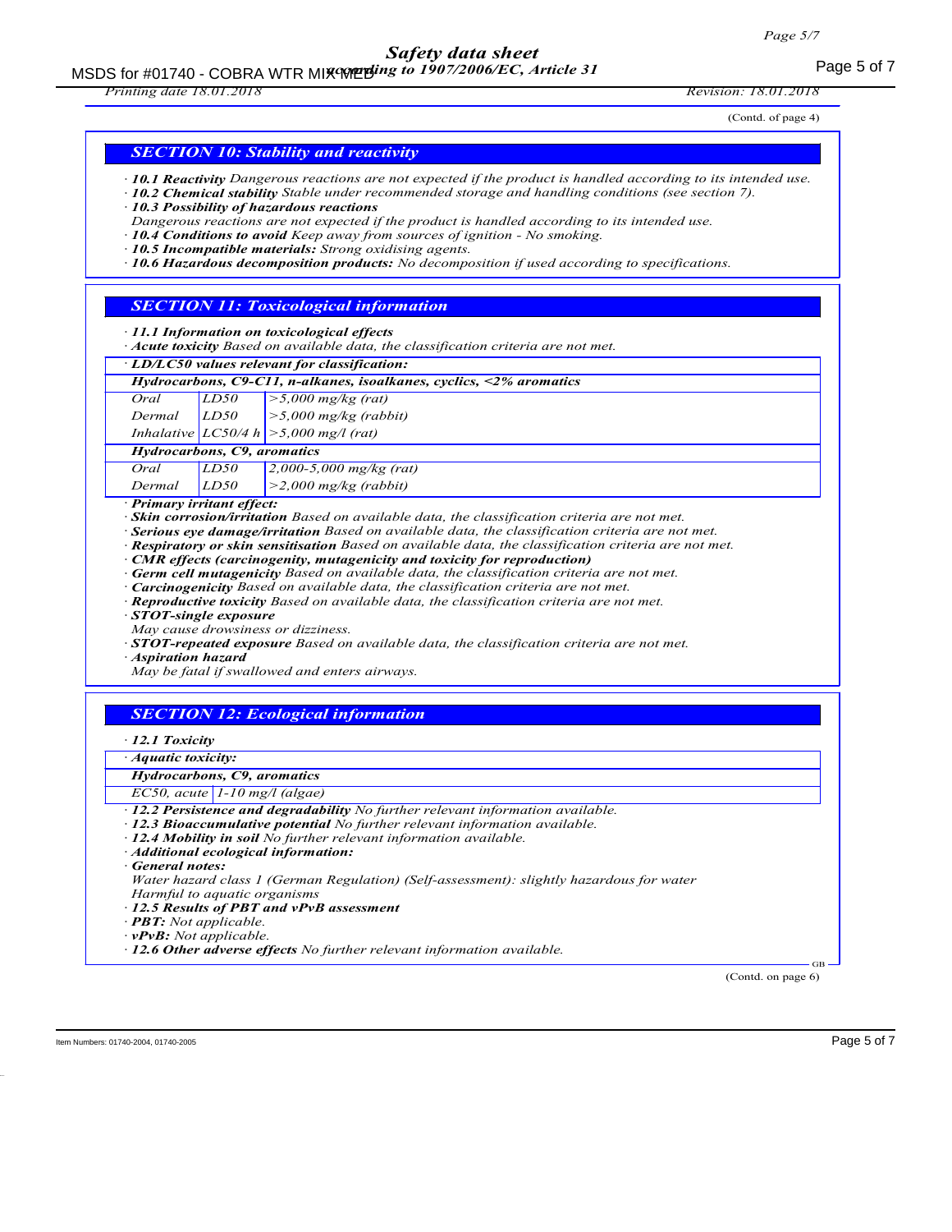(Contd. of page 4)

## SECTION 10: Stability and reactivity

· ***10.1 Reactivity*** *Dangerous reactions are not expected if the product is handled according to its intended use.*
· ***10.2 Chemical stability*** *Stable under recommended storage and handling conditions (see section 7).*
· ***10.3 Possibility of hazardous reactions***
*Dangerous reactions are not expected if the product is handled according to its intended use.*
· ***10.4 Conditions to avoid*** *Keep away from sources of ignition - No smoking.*
· ***10.5 Incompatible materials:*** *Strong oxidising agents.*
· ***10.6 Hazardous decomposition products:*** *No decomposition if used according to specifications.*

## SECTION 11: Toxicological information

· ***11.1 Information on toxicological effects***
· ***Acute toxicity*** *Based on available data, the classification criteria are not met.*

| · ***LD/LC50 values relevant for classification:*** | | |
|---|---|---|
| ***Hydrocarbons, C9-C11, n-alkanes, isoalkanes, cyclics, <2% aromatics*** | | |
| *Oral* | *LD50* | *>5,000 mg/kg (rat)* |
| *Dermal* | *LD50* | *>5,000 mg/kg (rabbit)* |
| *Inhalative* | *LC50/4 h* | *>5,000 mg/l (rat)* |
| ***Hydrocarbons, C9, aromatics*** | | |
| *Oral* | *LD50* | *2,000-5,000 mg/kg (rat)* |
| *Dermal* | *LD50* | *>2,000 mg/kg (rabbit)* |

· ***Primary irritant effect:***
· ***Skin corrosion/irritation*** *Based on available data, the classification criteria are not met.*
· ***Serious eye damage/irritation*** *Based on available data, the classification criteria are not met.*
· ***Respiratory or skin sensitisation*** *Based on available data, the classification criteria are not met.*
· ***CMR effects (carcinogenity, mutagenicity and toxicity for reproduction)***
· ***Germ cell mutagenicity*** *Based on available data, the classification criteria are not met.*
· ***Carcinogenicity*** *Based on available data, the classification criteria are not met.*
· ***Reproductive toxicity*** *Based on available data, the classification criteria are not met.*
· ***STOT-single exposure***
*May cause drowsiness or dizziness.*
· ***STOT-repeated exposure*** *Based on available data, the classification criteria are not met.*
· ***Aspiration hazard***
*May be fatal if swallowed and enters airways.*

## SECTION 12: Ecological information

· ***12.1 Toxicity***

| · ***Aquatic toxicity:*** | |
|---|---|
| ***Hydrocarbons, C9, aromatics*** | |
| *EC50, acute* | *1-10 mg/l (algae)* |

· ***12.2 Persistence and degradability*** *No further relevant information available.*
· ***12.3 Bioaccumulative potential*** *No further relevant information available.*
· ***12.4 Mobility in soil*** *No further relevant information available.*
· ***Additional ecological information:***
· ***General notes:***
*Water hazard class 1 (German Regulation) (Self-assessment): slightly hazardous for water*
*Harmful to aquatic organisms*
· ***12.5 Results of PBT and vPvB assessment***
· ***PBT:*** *Not applicable.*
· ***vPvB:*** *Not applicable.*
· ***12.6 Other adverse effects*** *No further relevant information available.*

(Contd. on page 6)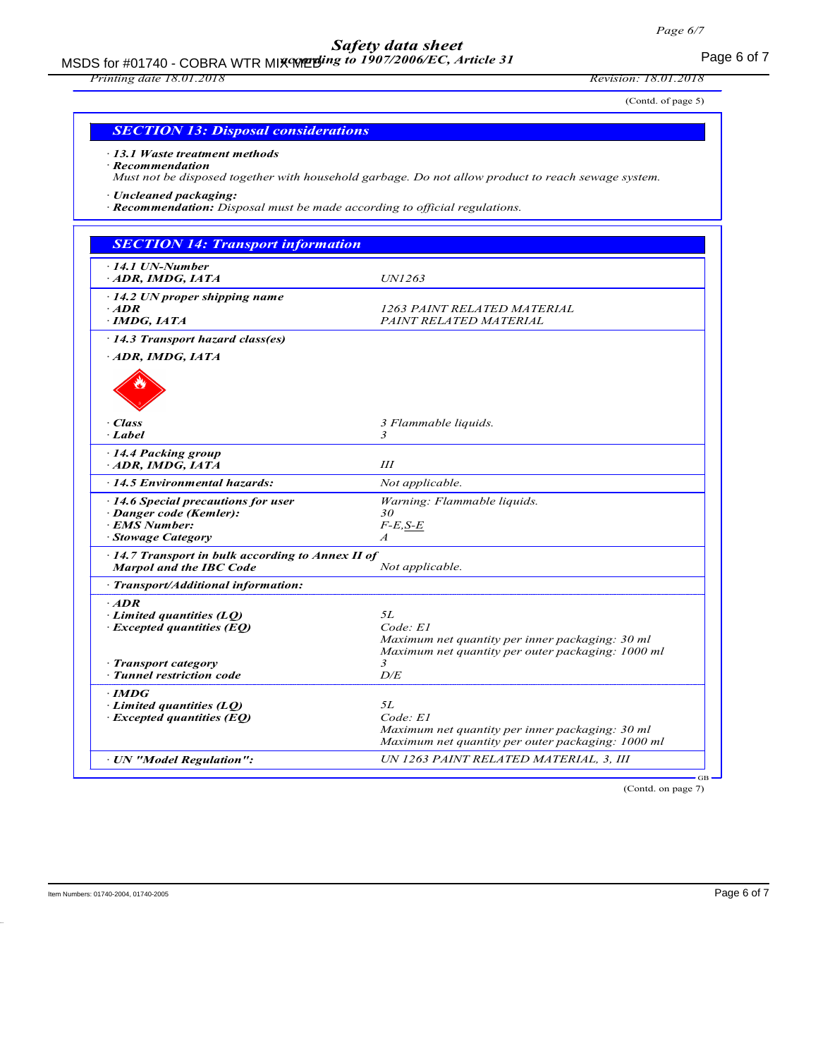(Contd. of page 5)

## SECTION 13: Disposal considerations

· **13.1 Waste treatment methods**
· **Recommendation**
*Must not be disposed together with household garbage. Do not allow product to reach sewage system.*

· **Uncleaned packaging:**
· **Recommendation:** *Disposal must be made according to official regulations.*

## SECTION 14: Transport information

| | |
|---|---|
| · **14.1 UN-Number** | |
| · **ADR, IMDG, IATA** | UN1263 |
| · **14.2 UN proper shipping name** | |
| · **ADR** | 1263 PAINT RELATED MATERIAL |
| · **IMDG, IATA** | PAINT RELATED MATERIAL |
| · **14.3 Transport hazard class(es)** | |
| · **ADR, IMDG, IATA** | |
| · **Class** | 3 Flammable liquids. |
| · **Label** | 3 |
| · **14.4 Packing group** | |
| · **ADR, IMDG, IATA** | III |
| · **14.5 Environmental hazards:** | Not applicable. |
| · **14.6 Special precautions for user** | Warning: Flammable liquids. |
| · **Danger code (Kemler):** | 30 |
| · **EMS Number:** | F-E,S-E |
| · **Stowage Category** | A |
| · **14.7 Transport in bulk according to Annex II of Marpol and the IBC Code** | Not applicable. |
| · **Transport/Additional information:** | |
| · **ADR** | |
| · **Limited quantities (LQ)** | 5L |
| · **Excepted quantities (EQ)** | Code: E1<br>Maximum net quantity per inner packaging: 30 ml<br>Maximum net quantity per outer packaging: 1000 ml |
| · **Transport category** | 3 |
| · **Tunnel restriction code** | D/E |
| · **IMDG** | |
| · **Limited quantities (LQ)** | 5L |
| · **Excepted quantities (EQ)** | Code: E1<br>Maximum net quantity per inner packaging: 30 ml<br>Maximum net quantity per outer packaging: 1000 ml |
| · **UN "Model Regulation":** | UN 1263 PAINT RELATED MATERIAL, 3, III |

(Contd. on page 7)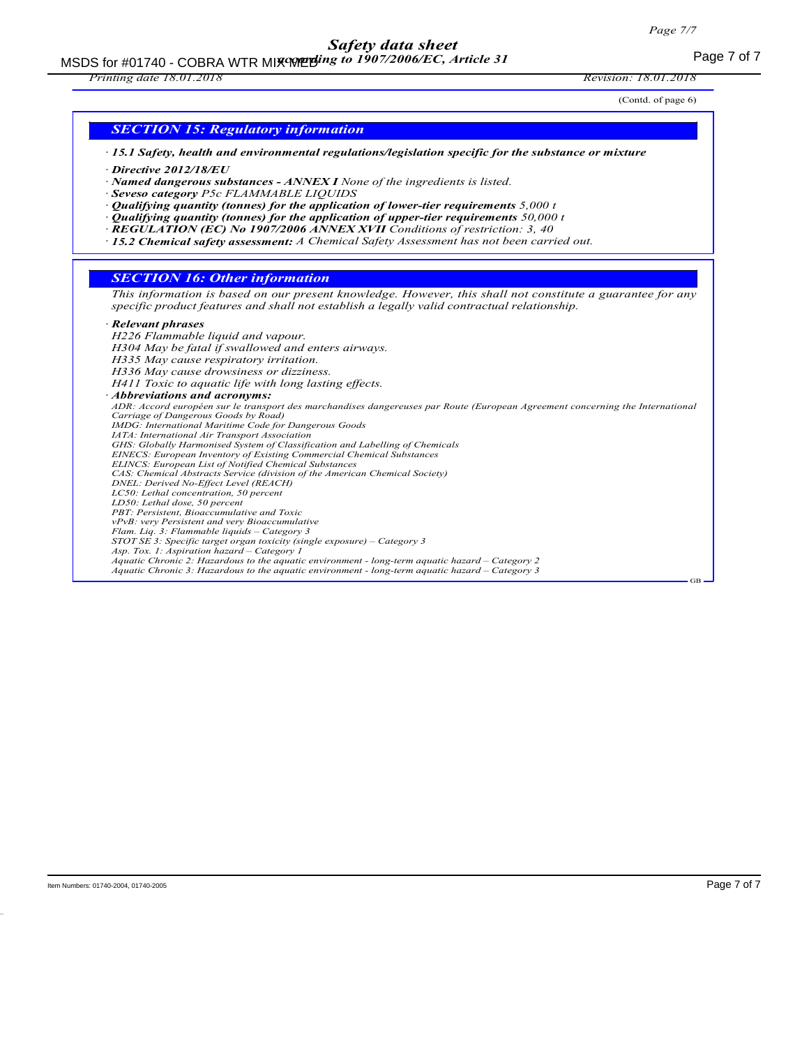(Contd. of page 6)

## SECTION 15: Regulatory information

· ***15.1 Safety, health and environmental regulations/legislation specific for the substance or mixture***

· ***Directive 2012/18/EU***

· ***Named dangerous substances - ANNEX I*** *None of the ingredients is listed.*

· ***Seveso category*** *P5c FLAMMABLE LIQUIDS*

· ***Qualifying quantity (tonnes) for the application of lower-tier requirements*** *5,000 t*

· ***Qualifying quantity (tonnes) for the application of upper-tier requirements*** *50,000 t*

· ***REGULATION (EC) No 1907/2006 ANNEX XVII*** *Conditions of restriction: 3, 40*

· ***15.2 Chemical safety assessment:*** *A Chemical Safety Assessment has not been carried out.*

## SECTION 16: Other information

*This information is based on our present knowledge. However, this shall not constitute a guarantee for any specific product features and shall not establish a legally valid contractual relationship.*

· ***Relevant phrases***

*H226 Flammable liquid and vapour.*
*H304 May be fatal if swallowed and enters airways.*
*H335 May cause respiratory irritation.*
*H336 May cause drowsiness or dizziness.*
*H411 Toxic to aquatic life with long lasting effects.*

· ***Abbreviations and acronyms:***

*ADR: Accord européen sur le transport des marchandises dangereuses par Route (European Agreement concerning the International Carriage of Dangerous Goods by Road)*
*IMDG: International Maritime Code for Dangerous Goods*
*IATA: International Air Transport Association*
*GHS: Globally Harmonised System of Classification and Labelling of Chemicals*
*EINECS: European Inventory of Existing Commercial Chemical Substances*
*ELINCS: European List of Notified Chemical Substances*
*CAS: Chemical Abstracts Service (division of the American Chemical Society)*
*DNEL: Derived No-Effect Level (REACH)*
*LC50: Lethal concentration, 50 percent*
*LD50: Lethal dose, 50 percent*
*PBT: Persistent, Bioaccumulative and Toxic*
*vPvB: very Persistent and very Bioaccumulative*
*Flam. Liq. 3: Flammable liquids – Category 3*
*STOT SE 3: Specific target organ toxicity (single exposure) – Category 3*
*Asp. Tox. 1: Aspiration hazard – Category 1*
*Aquatic Chronic 2: Hazardous to the aquatic environment - long-term aquatic hazard – Category 2*
*Aquatic Chronic 3: Hazardous to the aquatic environment - long-term aquatic hazard – Category 3*

Item Numbers: 01740-2004, 01740-2005